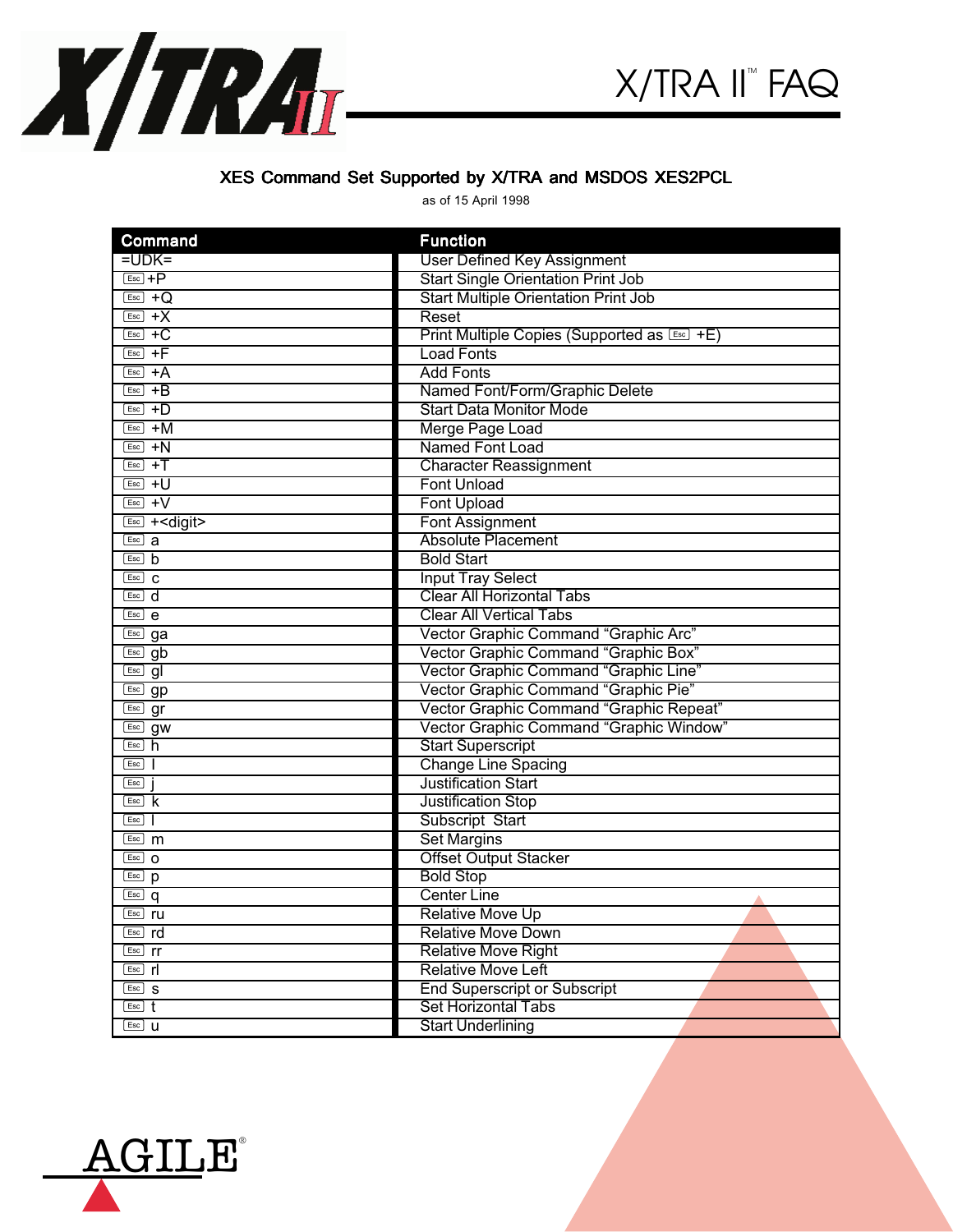# X/TRA II™ FAQ

## XES Command Set Supported by X/TRA and MSDOS XES2PCL

as of 15 April 1998

| Command | Function |
| --- | --- |
| =UDK= | User Defined Key Assignment |
| Esc +P | Start Single Orientation Print Job |
| Esc +Q | Start Multiple Orientation Print Job |
| Esc +X | Reset |
| Esc +C | Print Multiple Copies (Supported as Esc +E) |
| Esc +F | Load Fonts |
| Esc +A | Add Fonts |
| Esc +B | Named Font/Form/Graphic Delete |
| Esc +D | Start Data Monitor Mode |
| Esc +M | Merge Page Load |
| Esc +N | Named Font Load |
| Esc +T | Character Reassignment |
| Esc +U | Font Unload |
| Esc +V | Font Upload |
| Esc +<digit> | Font Assignment |
| Esc a | Absolute Placement |
| Esc b | Bold Start |
| Esc c | Input Tray Select |
| Esc d | Clear All Horizontal Tabs |
| Esc e | Clear All Vertical Tabs |
| Esc ga | Vector Graphic Command "Graphic Arc" |
| Esc gb | Vector Graphic Command "Graphic Box" |
| Esc gl | Vector Graphic Command "Graphic Line" |
| Esc gp | Vector Graphic Command "Graphic Pie" |
| Esc gr | Vector Graphic Command "Graphic Repeat" |
| Esc gw | Vector Graphic Command "Graphic Window" |
| Esc h | Start Superscript |
| Esc I | Change Line Spacing |
| Esc j | Justification Start |
| Esc k | Justification Stop |
| Esc l | Subscript Start |
| Esc m | Set Margins |
| Esc o | Offset Output Stacker |
| Esc p | Bold Stop |
| Esc q | Center Line |
| Esc ru | Relative Move Up |
| Esc rd | Relative Move Down |
| Esc rr | Relative Move Right |
| Esc rl | Relative Move Left |
| Esc s | End Superscript or Subscript |
| Esc t | Set Horizontal Tabs |
| Esc u | Start Underlining |

AGILE®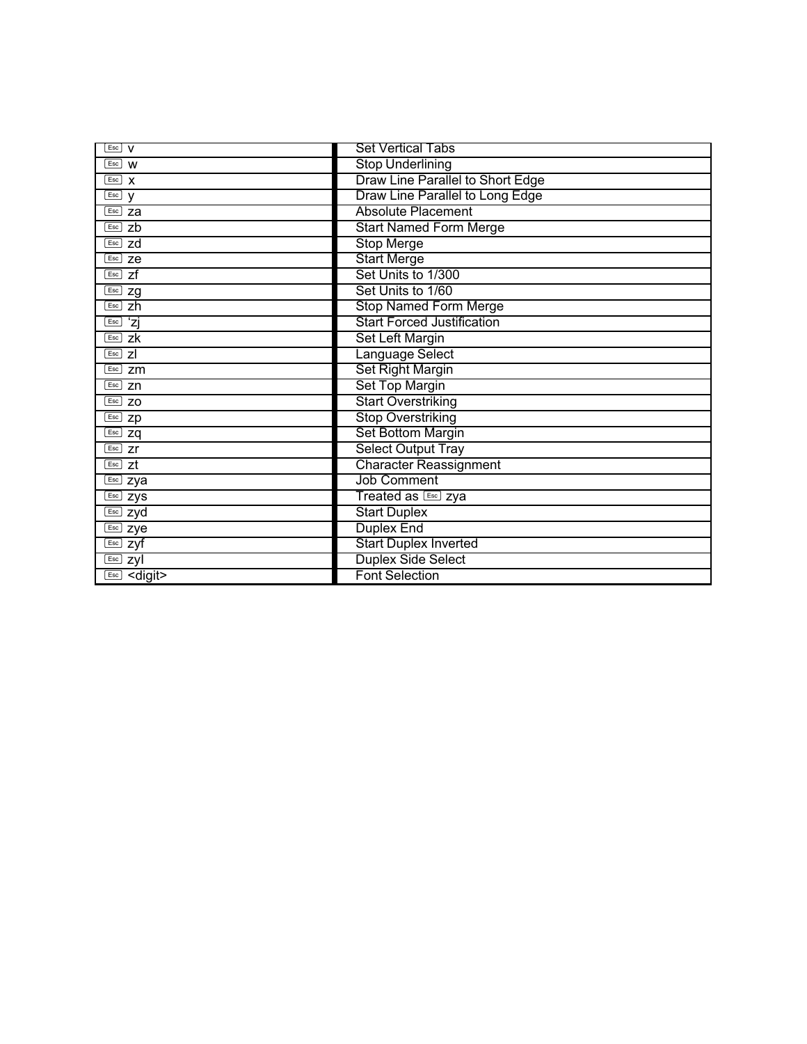| | |
|---|---|
| Esc v | Set Vertical Tabs |
| Esc w | Stop Underlining |
| Esc x | Draw Line Parallel to Short Edge |
| Esc y | Draw Line Parallel to Long Edge |
| Esc za | Absolute Placement |
| Esc zb | Start Named Form Merge |
| Esc zd | Stop Merge |
| Esc ze | Start Merge |
| Esc zf | Set Units to 1/300 |
| Esc zg | Set Units to 1/60 |
| Esc zh | Stop Named Form Merge |
| Esc ‘zj | Start Forced Justification |
| Esc zk | Set Left Margin |
| Esc zl | Language Select |
| Esc zm | Set Right Margin |
| Esc zn | Set Top Margin |
| Esc zo | Start Overstriking |
| Esc zp | Stop Overstriking |
| Esc zq | Set Bottom Margin |
| Esc zr | Select Output Tray |
| Esc zt | Character Reassignment |
| Esc zya | Job Comment |
| Esc zys | Treated as Esc zya |
| Esc zyd | Start Duplex |
| Esc zye | Duplex End |
| Esc zyf | Start Duplex Inverted |
| Esc zyl | Duplex Side Select |
| Esc <digit> | Font Selection |